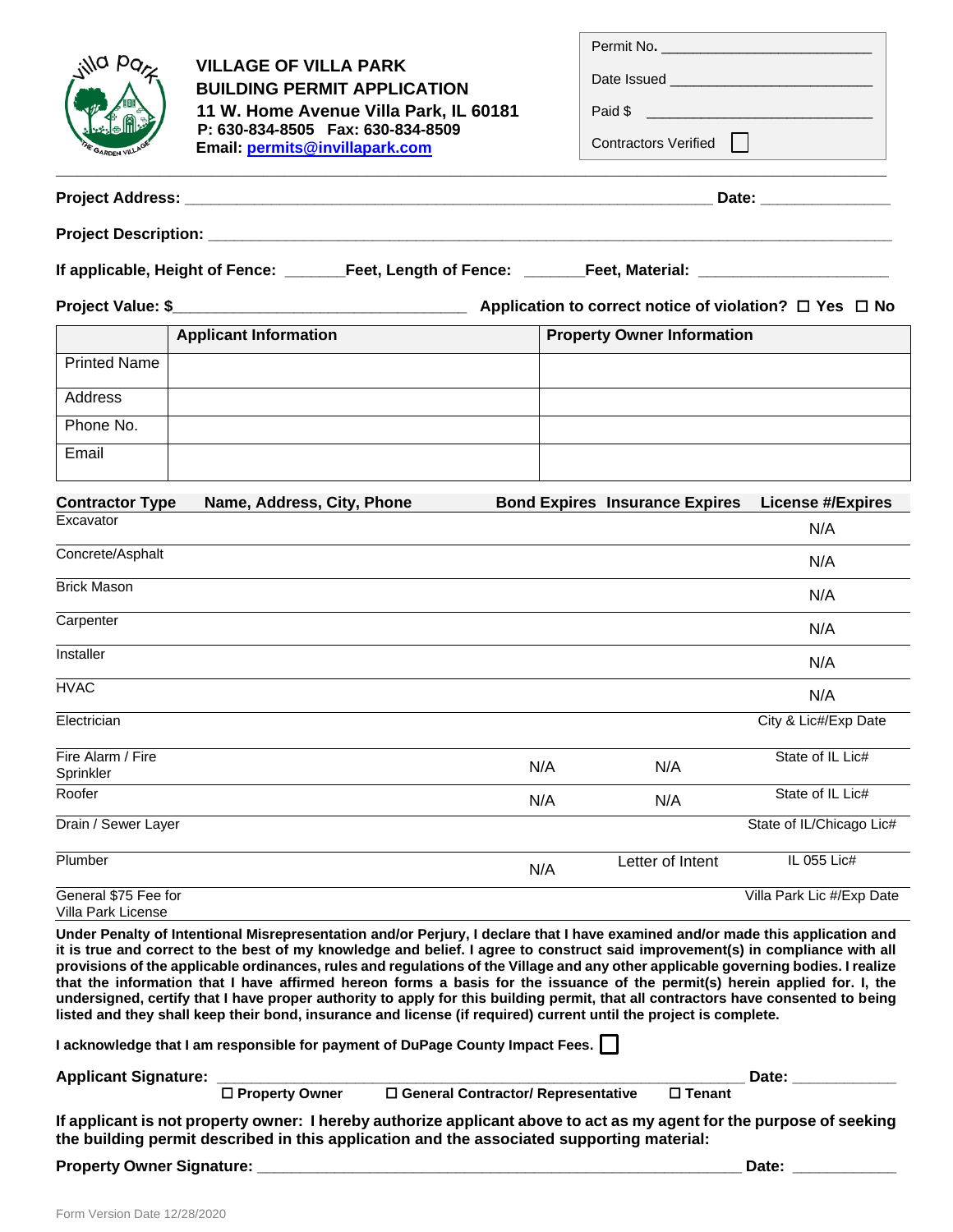# VILLAGE OF VILLA PARK
## BUILDING PERMIT APPLICATION

**11 W. Home Avenue Villa Park, IL 60181**
**P: 630-834-8505 Fax: 630-834-8509**
**Email: permits@invillapark.com**

| |
|---|
| Permit No. ___________________________ |
| Date Issued __________________________ |
| Paid $ ______________________________ |
| Contractors Verified ☐ |

**Project Address:** ____________________________________________________________ **Date:** _______________

**Project Description:** ________________________________________________________________________________

**If applicable, Height of Fence:** _______**Feet, Length of Fence:** _______**Feet, Material:** ______________________

**Project Value: $**__________________________________ **Application to correct notice of violation?** ☐ **Yes** ☐ **No**

| | Applicant Information | Property Owner Information |
|---|---|---|
| Printed Name | | |
| Address | | |
| Phone No. | | |
| Email | | |

| Contractor Type | Name, Address, City, Phone | Bond Expires | Insurance Expires | License #/Expires |
|---|---|---|---|---|
| Excavator | | | | N/A |
| Concrete/Asphalt | | | | N/A |
| Brick Mason | | | | N/A |
| Carpenter | | | | N/A |
| Installer | | | | N/A |
| HVAC | | | | N/A |
| Electrician | | | | City & Lic#/Exp Date |
| Fire Alarm / Fire Sprinkler | | N/A | N/A | State of IL Lic# |
| Roofer | | N/A | N/A | State of IL Lic# |
| Drain / Sewer Layer | | | | State of IL/Chicago Lic# |
| Plumber | | N/A | Letter of Intent | IL 055 Lic# |
| General $75 Fee for Villa Park License | | | | Villa Park Lic #/Exp Date |

**Under Penalty of Intentional Misrepresentation and/or Perjury, I declare that I have examined and/or made this application and it is true and correct to the best of my knowledge and belief. I agree to construct said improvement(s) in compliance with all provisions of the applicable ordinances, rules and regulations of the Village and any other applicable governing bodies. I realize that the information that I have affirmed hereon forms a basis for the issuance of the permit(s) herein applied for. I, the undersigned, certify that I have proper authority to apply for this building permit, that all contractors have consented to being listed and they shall keep their bond, insurance and license (if required) current until the project is complete.**

**I acknowledge that I am responsible for payment of DuPage County Impact Fees.** ☐

**Applicant Signature:** ____________________________________________________________ **Date:** ____________

☐ **Property Owner** ☐ **General Contractor/ Representative** ☐ **Tenant**

**If applicant is not property owner: I hereby authorize applicant above to act as my agent for the purpose of seeking the building permit described in this application and the associated supporting material:**

**Property Owner Signature:** _______________________________________________________ **Date:** ____________

Form Version Date 12/28/2020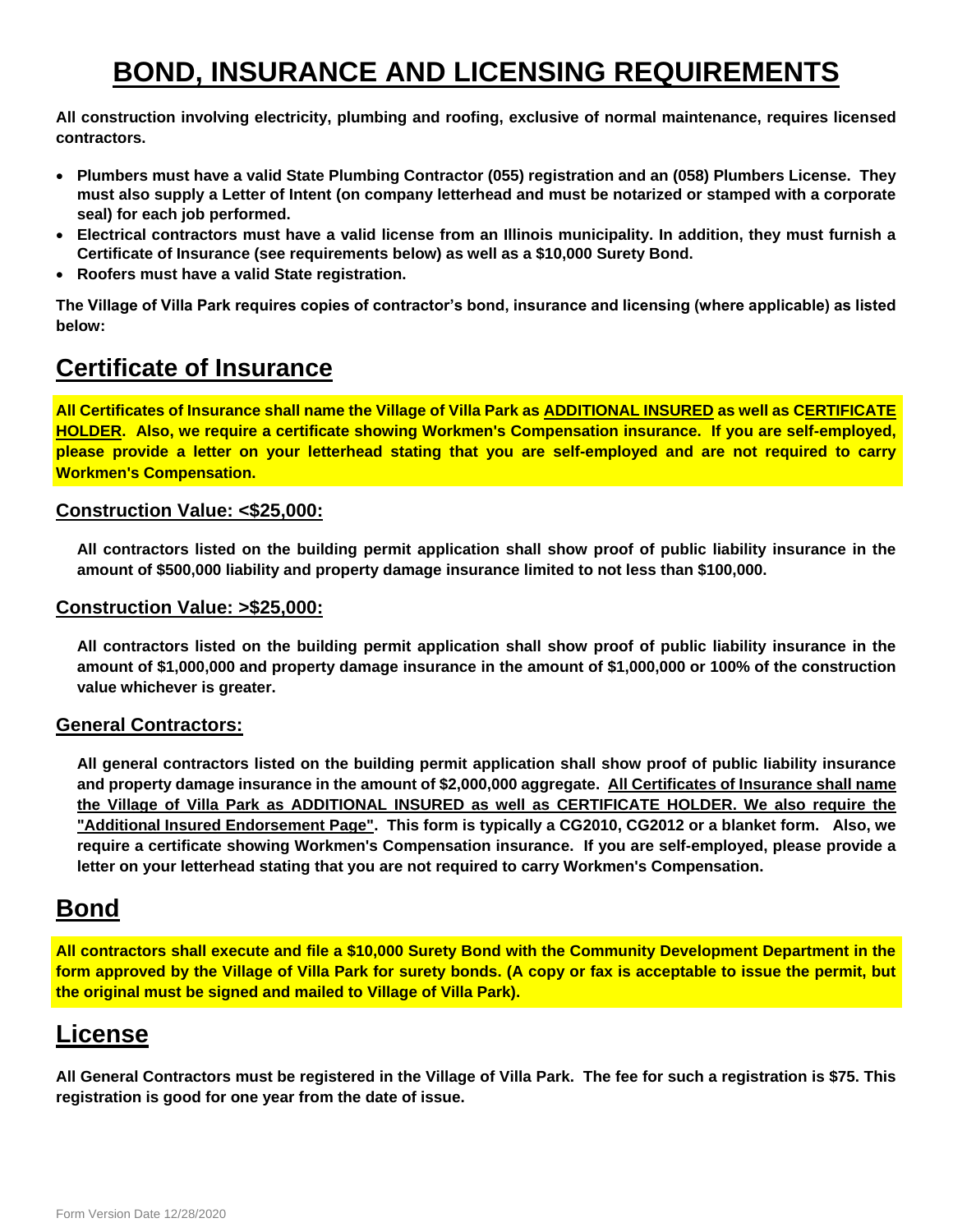# BOND, INSURANCE AND LICENSING REQUIREMENTS

**All construction involving electricity, plumbing and roofing, exclusive of normal maintenance, requires licensed contractors.**

- **Plumbers must have a valid State Plumbing Contractor (055) registration and an (058) Plumbers License. They must also supply a Letter of Intent (on company letterhead and must be notarized or stamped with a corporate seal) for each job performed.**
- **Electrical contractors must have a valid license from an Illinois municipality. In addition, they must furnish a Certificate of Insurance (see requirements below) as well as a $10,000 Surety Bond.**
- **Roofers must have a valid State registration.**

**The Village of Villa Park requires copies of contractor's bond, insurance and licensing (where applicable) as listed below:**

## Certificate of Insurance

**All Certificates of Insurance shall name the Village of Villa Park as ADDITIONAL INSURED as well as CERTIFICATE HOLDER. Also, we require a certificate showing Workmen's Compensation insurance. If you are self-employed, please provide a letter on your letterhead stating that you are self-employed and are not required to carry Workmen's Compensation.**

### Construction Value: <$25,000:

**All contractors listed on the building permit application shall show proof of public liability insurance in the amount of $500,000 liability and property damage insurance limited to not less than $100,000.**

### Construction Value: >$25,000:

**All contractors listed on the building permit application shall show proof of public liability insurance in the amount of $1,000,000 and property damage insurance in the amount of $1,000,000 or 100% of the construction value whichever is greater.**

### General Contractors:

**All general contractors listed on the building permit application shall show proof of public liability insurance and property damage insurance in the amount of $2,000,000 aggregate. All Certificates of Insurance shall name the Village of Villa Park as ADDITIONAL INSURED as well as CERTIFICATE HOLDER. We also require the "Additional Insured Endorsement Page". This form is typically a CG2010, CG2012 or a blanket form. Also, we require a certificate showing Workmen's Compensation insurance. If you are self-employed, please provide a letter on your letterhead stating that you are not required to carry Workmen's Compensation.**

## Bond

**All contractors shall execute and file a $10,000 Surety Bond with the Community Development Department in the form approved by the Village of Villa Park for surety bonds. (A copy or fax is acceptable to issue the permit, but the original must be signed and mailed to Village of Villa Park).**

## License

**All General Contractors must be registered in the Village of Villa Park. The fee for such a registration is $75. This registration is good for one year from the date of issue.**

Form Version Date 12/28/2020